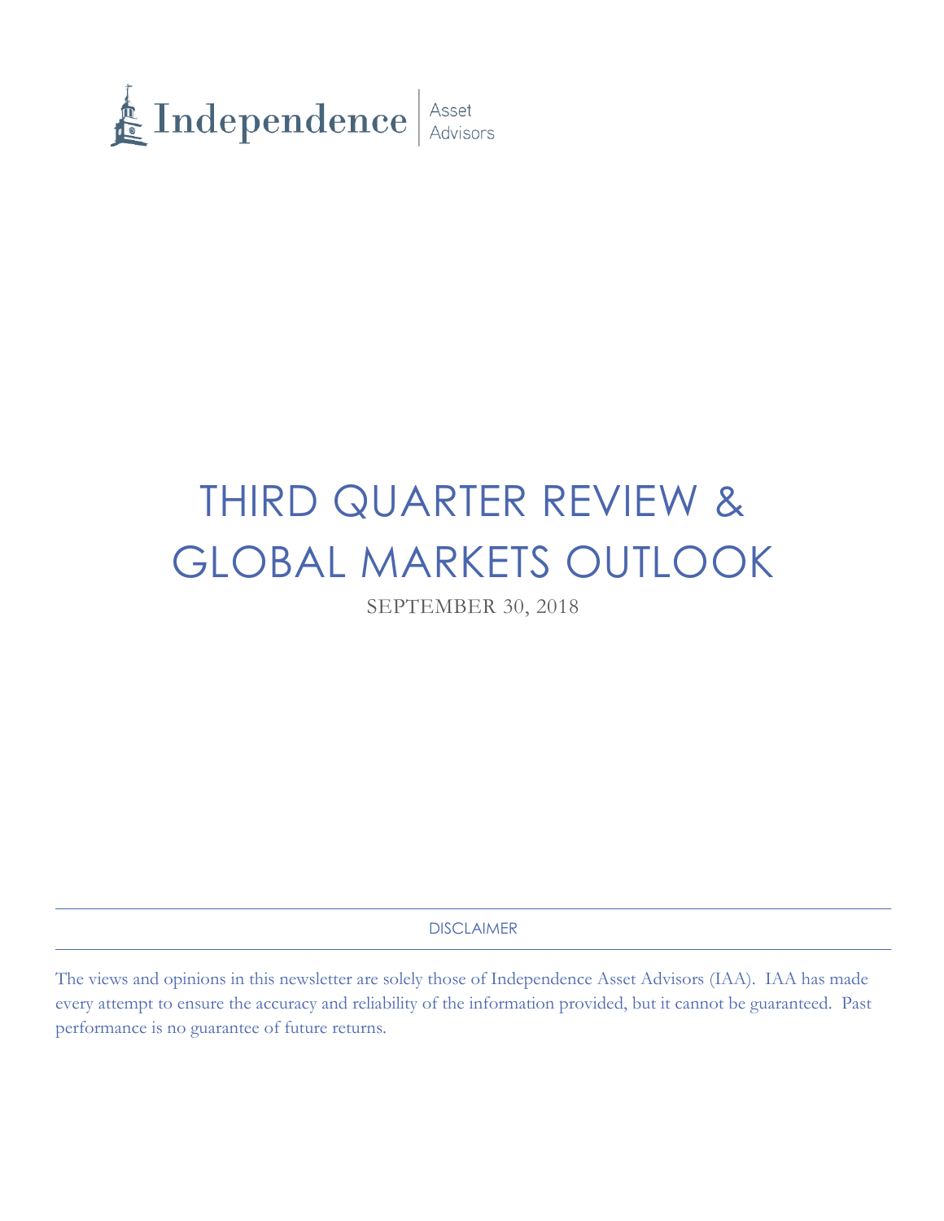Independence | Asset Advisors

# THIRD QUARTER REVIEW & GLOBAL MARKETS OUTLOOK

SEPTEMBER 30, 2018

## DISCLAIMER

The views and opinions in this newsletter are solely those of Independence Asset Advisors (IAA). IAA has made every attempt to ensure the accuracy and reliability of the information provided, but it cannot be guaranteed. Past performance is no guarantee of future returns.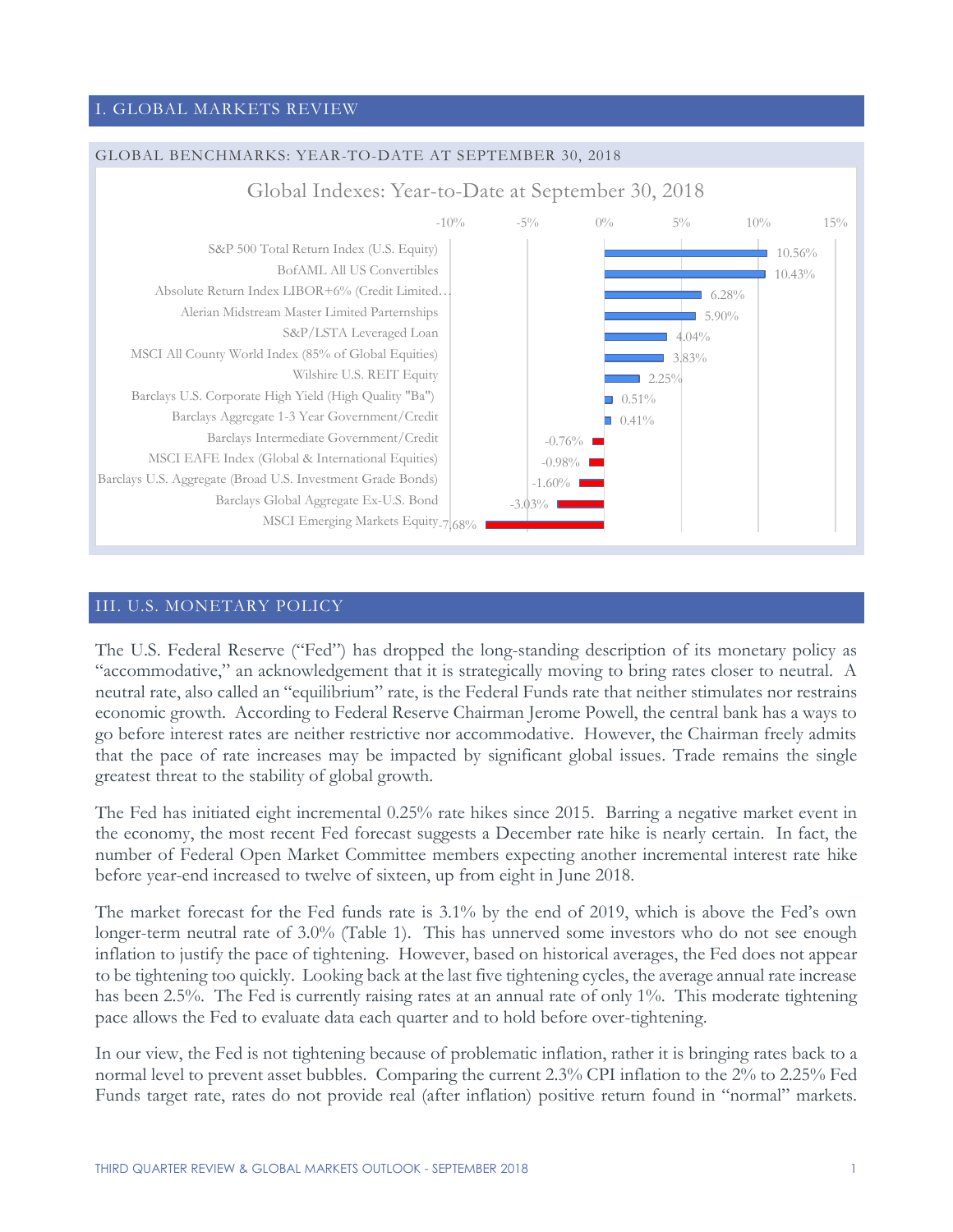## I. GLOBAL MARKETS REVIEW

### GLOBAL BENCHMARKS: YEAR-TO-DATE AT SEPTEMBER 30, 2018

Global Indexes: Year-to-Date at September 30, 2018

| Index | Year-to-Date |
| --- | --- |
| S&P 500 Total Return Index (U.S. Equity) | 10.56% |
| BofAML All US Convertibles | 10.43% |
| Absolute Return Index LIBOR+6% (Credit Limited… | 6.28% |
| Alerian Midstream Master Limited Parternships | 5.90% |
| S&P/LSTA Leveraged Loan | 4.04% |
| MSCI All County World Index (85% of Global Equities) | 3.83% |
| Wilshire U.S. REIT Equity | 2.25% |
| Barclays U.S. Corporate High Yield (High Quality "Ba") | 0.51% |
| Barclays Aggregate 1-3 Year Government/Credit | 0.41% |
| Barclays Intermediate Government/Credit | -0.76% |
| MSCI EAFE Index (Global & International Equities) | -0.98% |
| Barclays U.S. Aggregate (Broad U.S. Investment Grade Bonds) | -1.60% |
| Barclays Global Aggregate Ex-U.S. Bond | -3.03% |
| MSCI Emerging Markets Equity | -7.68% |

## III. U.S. MONETARY POLICY

The U.S. Federal Reserve ("Fed") has dropped the long-standing description of its monetary policy as "accommodative," an acknowledgement that it is strategically moving to bring rates closer to neutral. A neutral rate, also called an "equilibrium" rate, is the Federal Funds rate that neither stimulates nor restrains economic growth. According to Federal Reserve Chairman Jerome Powell, the central bank has a ways to go before interest rates are neither restrictive nor accommodative. However, the Chairman freely admits that the pace of rate increases may be impacted by significant global issues. Trade remains the single greatest threat to the stability of global growth.

The Fed has initiated eight incremental 0.25% rate hikes since 2015. Barring a negative market event in the economy, the most recent Fed forecast suggests a December rate hike is nearly certain. In fact, the number of Federal Open Market Committee members expecting another incremental interest rate hike before year-end increased to twelve of sixteen, up from eight in June 2018.

The market forecast for the Fed funds rate is 3.1% by the end of 2019, which is above the Fed's own longer-term neutral rate of 3.0% (Table 1). This has unnerved some investors who do not see enough inflation to justify the pace of tightening. However, based on historical averages, the Fed does not appear to be tightening too quickly. Looking back at the last five tightening cycles, the average annual rate increase has been 2.5%. The Fed is currently raising rates at an annual rate of only 1%. This moderate tightening pace allows the Fed to evaluate data each quarter and to hold before over-tightening.

In our view, the Fed is not tightening because of problematic inflation, rather it is bringing rates back to a normal level to prevent asset bubbles. Comparing the current 2.3% CPI inflation to the 2% to 2.25% Fed Funds target rate, rates do not provide real (after inflation) positive return found in "normal" markets.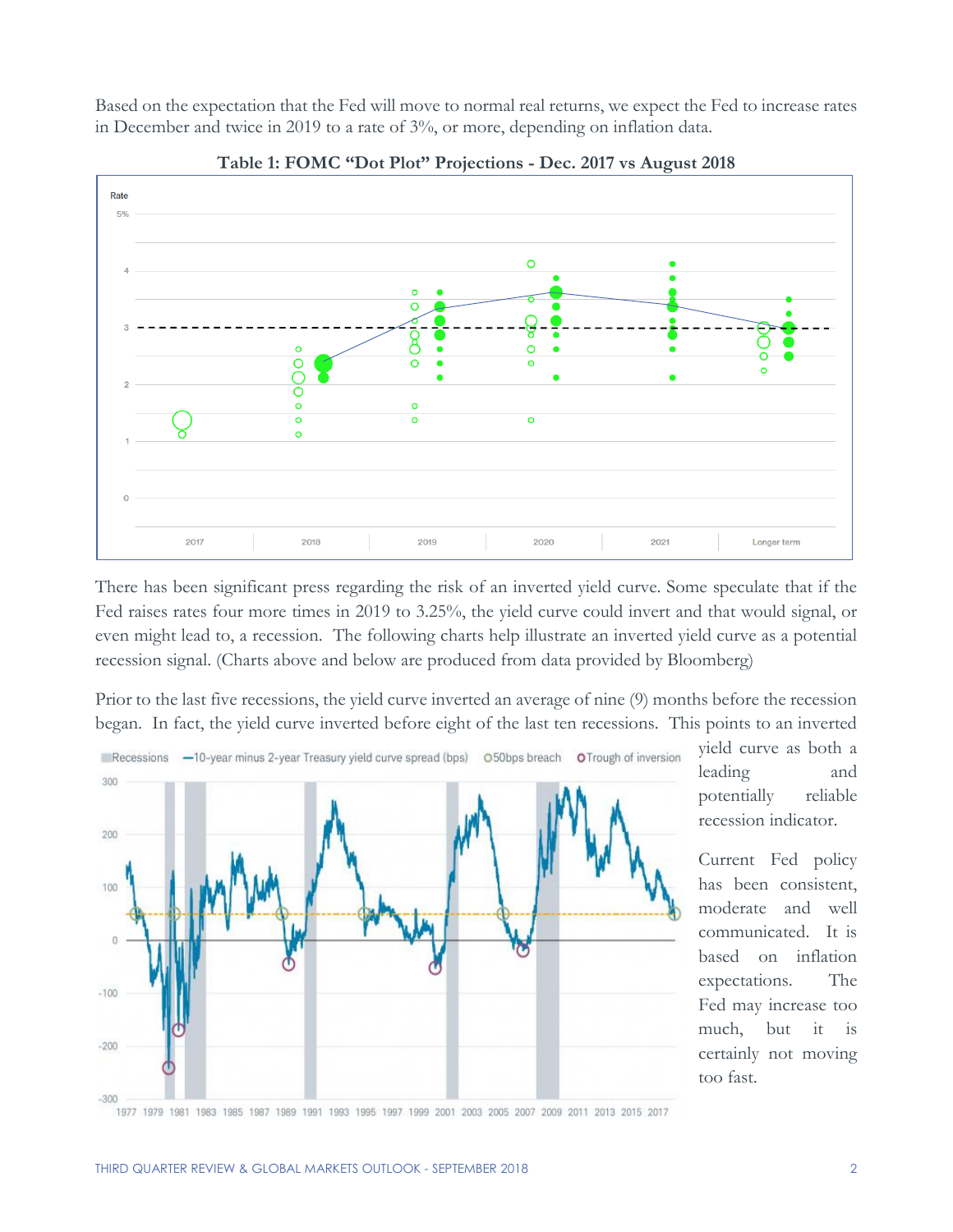Based on the expectation that the Fed will move to normal real returns, we expect the Fed to increase rates in December and twice in 2019 to a rate of 3%, or more, depending on inflation data.

**Table 1: FOMC "Dot Plot" Projections - Dec. 2017 vs August 2018**

There has been significant press regarding the risk of an inverted yield curve. Some speculate that if the Fed raises rates four more times in 2019 to 3.25%, the yield curve could invert and that would signal, or even might lead to, a recession. The following charts help illustrate an inverted yield curve as a potential recession signal. (Charts above and below are produced from data provided by Bloomberg)

Prior to the last five recessions, the yield curve inverted an average of nine (9) months before the recession began. In fact, the yield curve inverted before eight of the last ten recessions. This points to an inverted yield curve as both a leading and potentially reliable recession indicator.

Current Fed policy has been consistent, moderate and well communicated. It is based on inflation expectations. The Fed may increase too much, but it is certainly not moving too fast.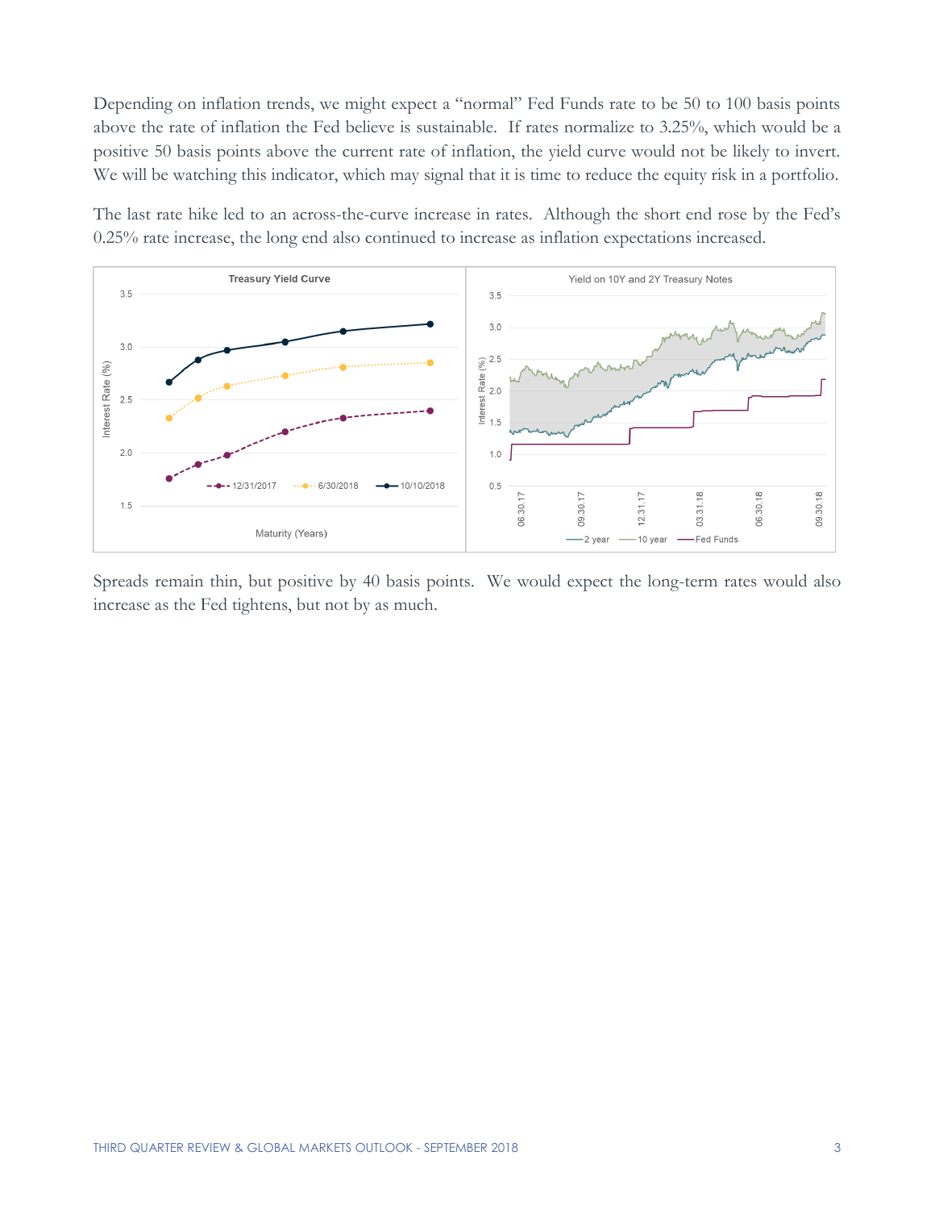Depending on inflation trends, we might expect a "normal" Fed Funds rate to be 50 to 100 basis points above the rate of inflation the Fed believe is sustainable. If rates normalize to 3.25%, which would be a positive 50 basis points above the current rate of inflation, the yield curve would not be likely to invert. We will be watching this indicator, which may signal that it is time to reduce the equity risk in a portfolio.

The last rate hike led to an across-the-curve increase in rates. Although the short end rose by the Fed's 0.25% rate increase, the long end also continued to increase as inflation expectations increased.

Spreads remain thin, but positive by 40 basis points. We would expect the long-term rates would also increase as the Fed tightens, but not by as much.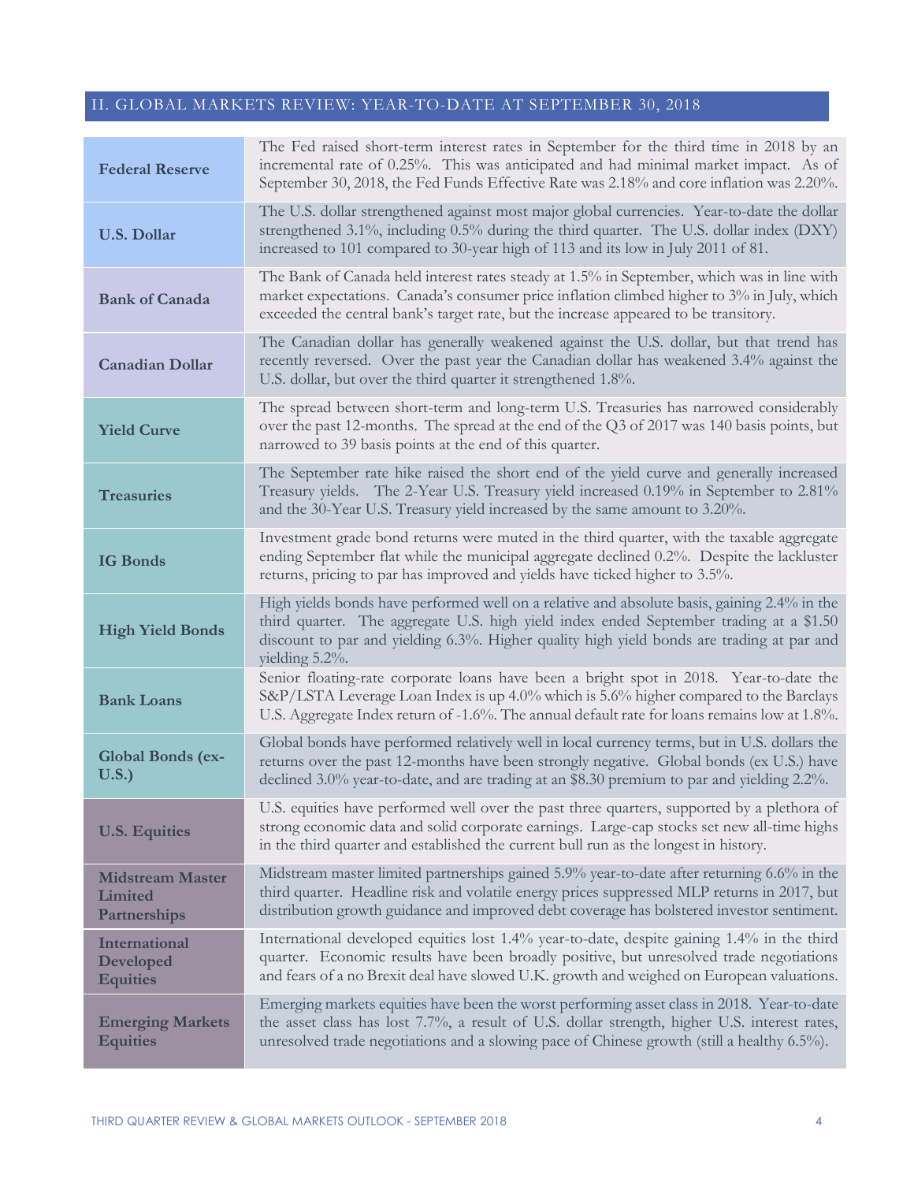## II. GLOBAL MARKETS REVIEW: YEAR-TO-DATE AT SEPTEMBER 30, 2018

| | |
|---|---|
| **Federal Reserve** | The Fed raised short-term interest rates in September for the third time in 2018 by an incremental rate of 0.25%. This was anticipated and had minimal market impact. As of September 30, 2018, the Fed Funds Effective Rate was 2.18% and core inflation was 2.20%. |
| **U.S. Dollar** | The U.S. dollar strengthened against most major global currencies. Year-to-date the dollar strengthened 3.1%, including 0.5% during the third quarter. The U.S. dollar index (DXY) increased to 101 compared to 30-year high of 113 and its low in July 2011 of 81. |
| **Bank of Canada** | The Bank of Canada held interest rates steady at 1.5% in September, which was in line with market expectations. Canada's consumer price inflation climbed higher to 3% in July, which exceeded the central bank's target rate, but the increase appeared to be transitory. |
| **Canadian Dollar** | The Canadian dollar has generally weakened against the U.S. dollar, but that trend has recently reversed. Over the past year the Canadian dollar has weakened 3.4% against the U.S. dollar, but over the third quarter it strengthened 1.8%. |
| **Yield Curve** | The spread between short-term and long-term U.S. Treasuries has narrowed considerably over the past 12-months. The spread at the end of the Q3 of 2017 was 140 basis points, but narrowed to 39 basis points at the end of this quarter. |
| **Treasuries** | The September rate hike raised the short end of the yield curve and generally increased Treasury yields. The 2-Year U.S. Treasury yield increased 0.19% in September to 2.81% and the 30-Year U.S. Treasury yield increased by the same amount to 3.20%. |
| **IG Bonds** | Investment grade bond returns were muted in the third quarter, with the taxable aggregate ending September flat while the municipal aggregate declined 0.2%. Despite the lackluster returns, pricing to par has improved and yields have ticked higher to 3.5%. |
| **High Yield Bonds** | High yields bonds have performed well on a relative and absolute basis, gaining 2.4% in the third quarter. The aggregate U.S. high yield index ended September trading at a $1.50 discount to par and yielding 6.3%. Higher quality high yield bonds are trading at par and yielding 5.2%. |
| **Bank Loans** | Senior floating-rate corporate loans have been a bright spot in 2018. Year-to-date the S&P/LSTA Leverage Loan Index is up 4.0% which is 5.6% higher compared to the Barclays U.S. Aggregate Index return of -1.6%. The annual default rate for loans remains low at 1.8%. |
| **Global Bonds (ex-U.S.)** | Global bonds have performed relatively well in local currency terms, but in U.S. dollars the returns over the past 12-months have been strongly negative. Global bonds (ex U.S.) have declined 3.0% year-to-date, and are trading at an $8.30 premium to par and yielding 2.2%. |
| **U.S. Equities** | U.S. equities have performed well over the past three quarters, supported by a plethora of strong economic data and solid corporate earnings. Large-cap stocks set new all-time highs in the third quarter and established the current bull run as the longest in history. |
| **Midstream Master Limited Partnerships** | Midstream master limited partnerships gained 5.9% year-to-date after returning 6.6% in the third quarter. Headline risk and volatile energy prices suppressed MLP returns in 2017, but distribution growth guidance and improved debt coverage has bolstered investor sentiment. |
| **International Developed Equities** | International developed equities lost 1.4% year-to-date, despite gaining 1.4% in the third quarter. Economic results have been broadly positive, but unresolved trade negotiations and fears of a no Brexit deal have slowed U.K. growth and weighed on European valuations. |
| **Emerging Markets Equities** | Emerging markets equities have been the worst performing asset class in 2018. Year-to-date the asset class has lost 7.7%, a result of U.S. dollar strength, higher U.S. interest rates, unresolved trade negotiations and a slowing pace of Chinese growth (still a healthy 6.5%). |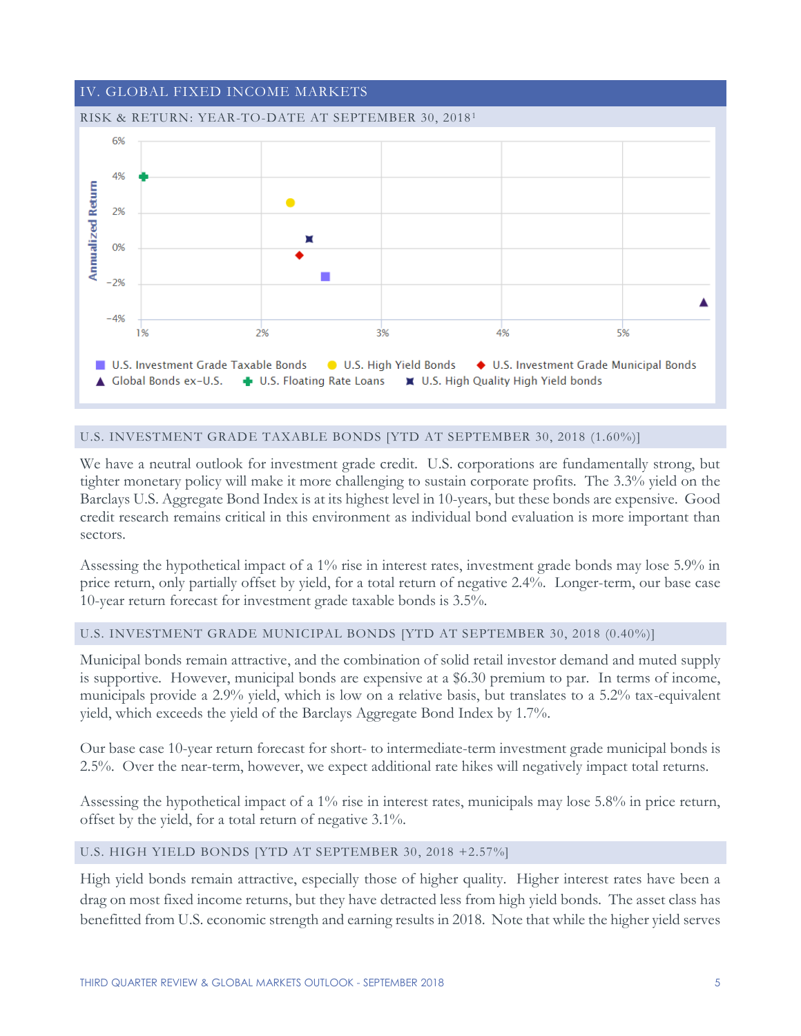## IV. GLOBAL FIXED INCOME MARKETS

### RISK & RETURN: YEAR-TO-DATE AT SEPTEMBER 30, 2018[1]

### U.S. INVESTMENT GRADE TAXABLE BONDS [YTD AT SEPTEMBER 30, 2018 (1.60%)]

We have a neutral outlook for investment grade credit. U.S. corporations are fundamentally strong, but tighter monetary policy will make it more challenging to sustain corporate profits. The 3.3% yield on the Barclays U.S. Aggregate Bond Index is at its highest level in 10-years, but these bonds are expensive. Good credit research remains critical in this environment as individual bond evaluation is more important than sectors.

Assessing the hypothetical impact of a 1% rise in interest rates, investment grade bonds may lose 5.9% in price return, only partially offset by yield, for a total return of negative 2.4%. Longer-term, our base case 10-year return forecast for investment grade taxable bonds is 3.5%.

### U.S. INVESTMENT GRADE MUNICIPAL BONDS [YTD AT SEPTEMBER 30, 2018 (0.40%)]

Municipal bonds remain attractive, and the combination of solid retail investor demand and muted supply is supportive. However, municipal bonds are expensive at a $6.30 premium to par. In terms of income, municipals provide a 2.9% yield, which is low on a relative basis, but translates to a 5.2% tax-equivalent yield, which exceeds the yield of the Barclays Aggregate Bond Index by 1.7%.

Our base case 10-year return forecast for short- to intermediate-term investment grade municipal bonds is 2.5%. Over the near-term, however, we expect additional rate hikes will negatively impact total returns.

Assessing the hypothetical impact of a 1% rise in interest rates, municipals may lose 5.8% in price return, offset by the yield, for a total return of negative 3.1%.

### U.S. HIGH YIELD BONDS [YTD AT SEPTEMBER 30, 2018 +2.57%]

High yield bonds remain attractive, especially those of higher quality. Higher interest rates have been a drag on most fixed income returns, but they have detracted less from high yield bonds. The asset class has benefitted from U.S. economic strength and earning results in 2018. Note that while the higher yield serves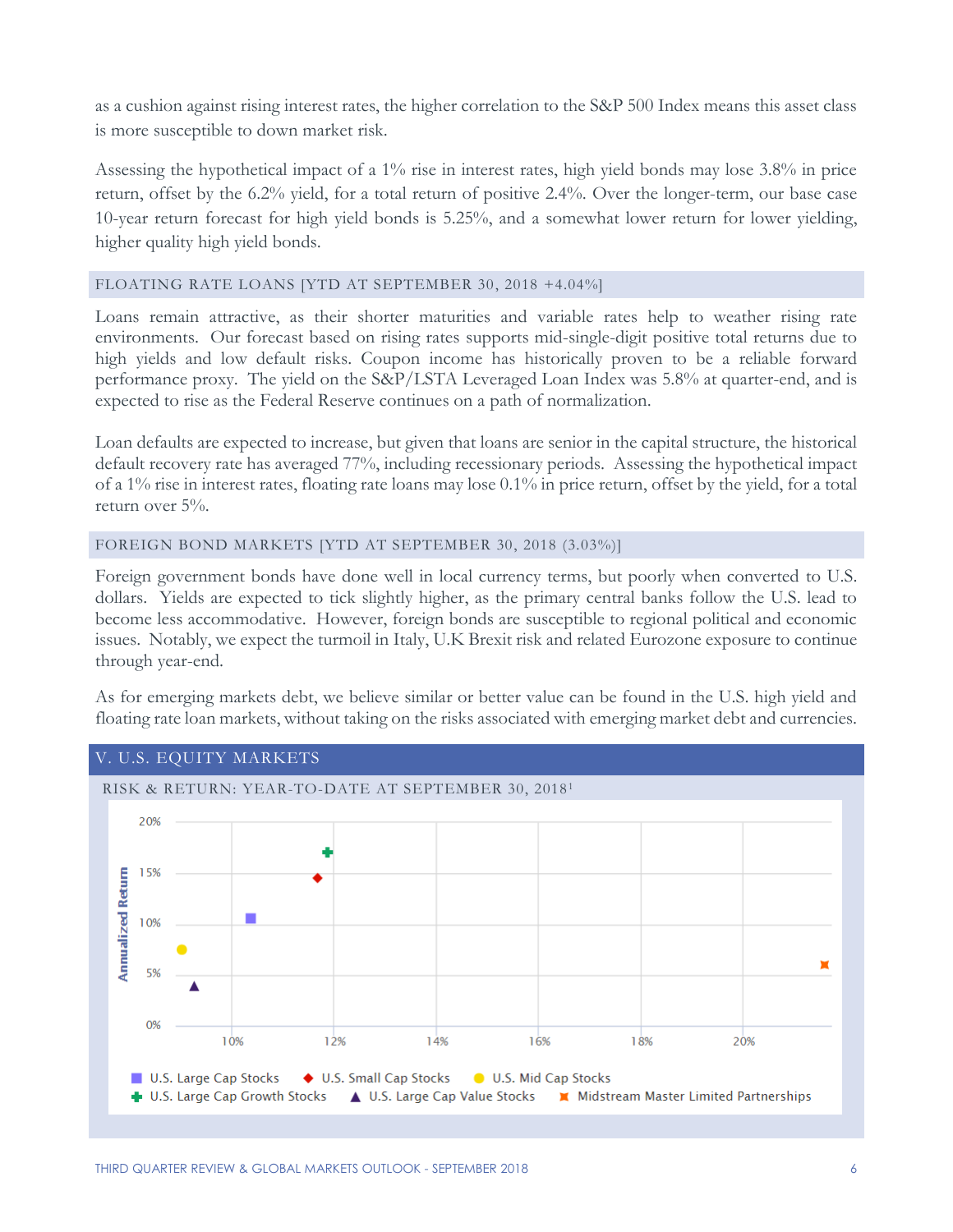as a cushion against rising interest rates, the higher correlation to the S&P 500 Index means this asset class is more susceptible to down market risk.

Assessing the hypothetical impact of a 1% rise in interest rates, high yield bonds may lose 3.8% in price return, offset by the 6.2% yield, for a total return of positive 2.4%. Over the longer-term, our base case 10-year return forecast for high yield bonds is 5.25%, and a somewhat lower return for lower yielding, higher quality high yield bonds.

### FLOATING RATE LOANS [YTD AT SEPTEMBER 30, 2018 +4.04%]

Loans remain attractive, as their shorter maturities and variable rates help to weather rising rate environments. Our forecast based on rising rates supports mid-single-digit positive total returns due to high yields and low default risks. Coupon income has historically proven to be a reliable forward performance proxy. The yield on the S&P/LSTA Leveraged Loan Index was 5.8% at quarter-end, and is expected to rise as the Federal Reserve continues on a path of normalization.

Loan defaults are expected to increase, but given that loans are senior in the capital structure, the historical default recovery rate has averaged 77%, including recessionary periods. Assessing the hypothetical impact of a 1% rise in interest rates, floating rate loans may lose 0.1% in price return, offset by the yield, for a total return over 5%.

### FOREIGN BOND MARKETS [YTD AT SEPTEMBER 30, 2018 (3.03%)]

Foreign government bonds have done well in local currency terms, but poorly when converted to U.S. dollars. Yields are expected to tick slightly higher, as the primary central banks follow the U.S. lead to become less accommodative. However, foreign bonds are susceptible to regional political and economic issues. Notably, we expect the turmoil in Italy, U.K Brexit risk and related Eurozone exposure to continue through year-end.

As for emerging markets debt, we believe similar or better value can be found in the U.S. high yield and floating rate loan markets, without taking on the risks associated with emerging market debt and currencies.

## V. U.S. EQUITY MARKETS

### RISK & RETURN: YEAR-TO-DATE AT SEPTEMBER 30, 2018[1]

Annualized Return

20%
15%
10%
5%
0%

10% 12% 14% 16% 18% 20%

U.S. Large Cap Stocks | U.S. Small Cap Stocks | U.S. Mid Cap Stocks | U.S. Large Cap Growth Stocks | U.S. Large Cap Value Stocks | Midstream Master Limited Partnerships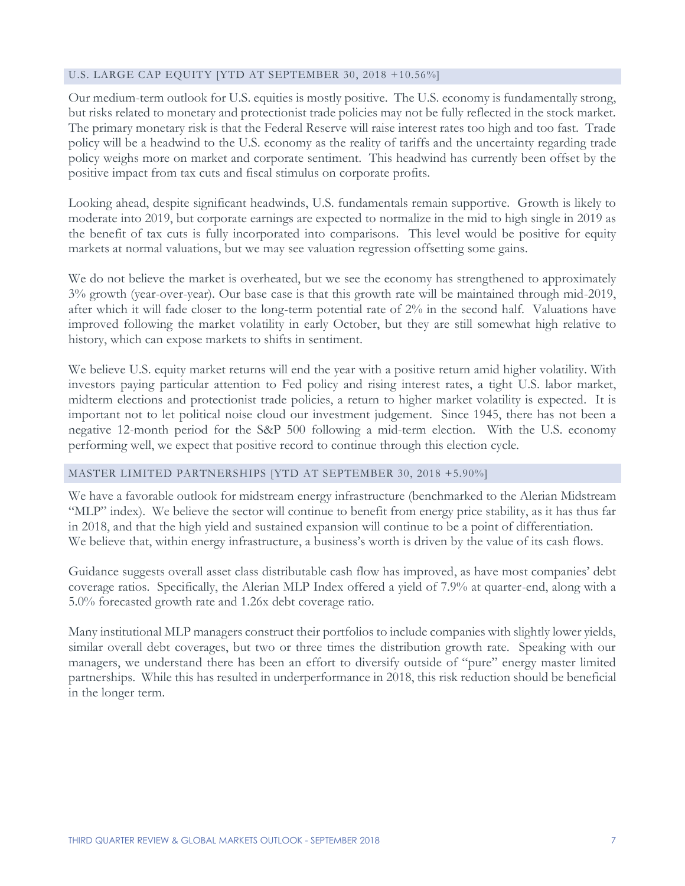## U.S. LARGE CAP EQUITY [YTD AT SEPTEMBER 30, 2018 +10.56%]

Our medium-term outlook for U.S. equities is mostly positive. The U.S. economy is fundamentally strong, but risks related to monetary and protectionist trade policies may not be fully reflected in the stock market. The primary monetary risk is that the Federal Reserve will raise interest rates too high and too fast. Trade policy will be a headwind to the U.S. economy as the reality of tariffs and the uncertainty regarding trade policy weighs more on market and corporate sentiment. This headwind has currently been offset by the positive impact from tax cuts and fiscal stimulus on corporate profits.

Looking ahead, despite significant headwinds, U.S. fundamentals remain supportive. Growth is likely to moderate into 2019, but corporate earnings are expected to normalize in the mid to high single in 2019 as the benefit of tax cuts is fully incorporated into comparisons. This level would be positive for equity markets at normal valuations, but we may see valuation regression offsetting some gains.

We do not believe the market is overheated, but we see the economy has strengthened to approximately 3% growth (year-over-year). Our base case is that this growth rate will be maintained through mid-2019, after which it will fade closer to the long-term potential rate of 2% in the second half. Valuations have improved following the market volatility in early October, but they are still somewhat high relative to history, which can expose markets to shifts in sentiment.

We believe U.S. equity market returns will end the year with a positive return amid higher volatility. With investors paying particular attention to Fed policy and rising interest rates, a tight U.S. labor market, midterm elections and protectionist trade policies, a return to higher market volatility is expected. It is important not to let political noise cloud our investment judgement. Since 1945, there has not been a negative 12-month period for the S&P 500 following a mid-term election. With the U.S. economy performing well, we expect that positive record to continue through this election cycle.

## MASTER LIMITED PARTNERSHIPS [YTD AT SEPTEMBER 30, 2018 +5.90%]

We have a favorable outlook for midstream energy infrastructure (benchmarked to the Alerian Midstream "MLP" index). We believe the sector will continue to benefit from energy price stability, as it has thus far in 2018, and that the high yield and sustained expansion will continue to be a point of differentiation. We believe that, within energy infrastructure, a business's worth is driven by the value of its cash flows.

Guidance suggests overall asset class distributable cash flow has improved, as have most companies' debt coverage ratios. Specifically, the Alerian MLP Index offered a yield of 7.9% at quarter-end, along with a 5.0% forecasted growth rate and 1.26x debt coverage ratio.

Many institutional MLP managers construct their portfolios to include companies with slightly lower yields, similar overall debt coverages, but two or three times the distribution growth rate. Speaking with our managers, we understand there has been an effort to diversify outside of "pure" energy master limited partnerships. While this has resulted in underperformance in 2018, this risk reduction should be beneficial in the longer term.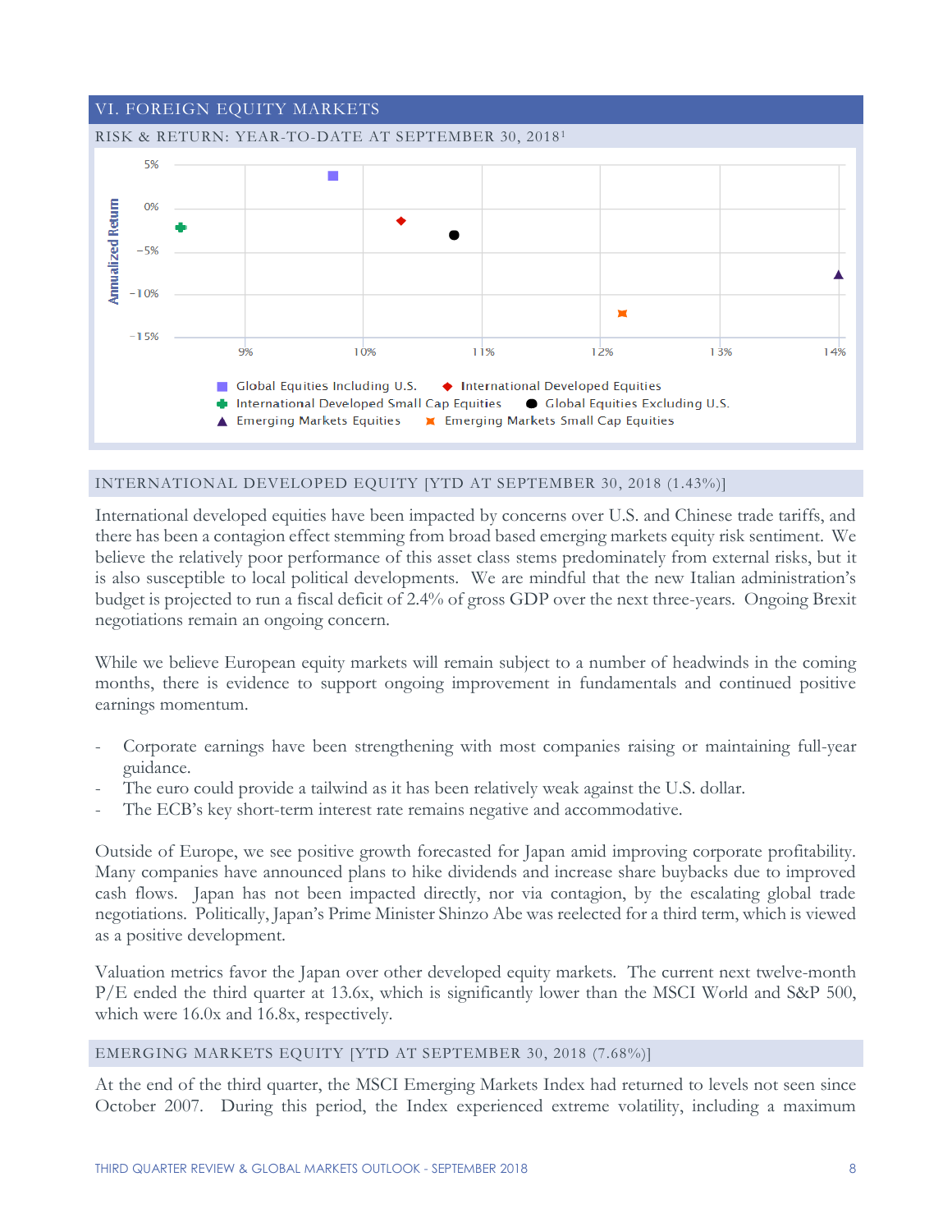## VI. FOREIGN EQUITY MARKETS

### RISK & RETURN: YEAR-TO-DATE AT SEPTEMBER 30, 2018[1]

Annualized Return

5%
0%
−5%
−10%
−15%

9% 10% 11% 12% 13% 14%

Global Equities Including U.S. | International Developed Equities | International Developed Small Cap Equities | Global Equities Excluding U.S. | Emerging Markets Equities | Emerging Markets Small Cap Equities

### INTERNATIONAL DEVELOPED EQUITY [YTD AT SEPTEMBER 30, 2018 (1.43%)]

International developed equities have been impacted by concerns over U.S. and Chinese trade tariffs, and there has been a contagion effect stemming from broad based emerging markets equity risk sentiment. We believe the relatively poor performance of this asset class stems predominately from external risks, but it is also susceptible to local political developments. We are mindful that the new Italian administration's budget is projected to run a fiscal deficit of 2.4% of gross GDP over the next three-years. Ongoing Brexit negotiations remain an ongoing concern.

While we believe European equity markets will remain subject to a number of headwinds in the coming months, there is evidence to support ongoing improvement in fundamentals and continued positive earnings momentum.

- Corporate earnings have been strengthening with most companies raising or maintaining full-year guidance.
- The euro could provide a tailwind as it has been relatively weak against the U.S. dollar.
- The ECB's key short-term interest rate remains negative and accommodative.

Outside of Europe, we see positive growth forecasted for Japan amid improving corporate profitability. Many companies have announced plans to hike dividends and increase share buybacks due to improved cash flows. Japan has not been impacted directly, nor via contagion, by the escalating global trade negotiations. Politically, Japan's Prime Minister Shinzo Abe was reelected for a third term, which is viewed as a positive development.

Valuation metrics favor the Japan over other developed equity markets. The current next twelve-month P/E ended the third quarter at 13.6x, which is significantly lower than the MSCI World and S&P 500, which were 16.0x and 16.8x, respectively.

### EMERGING MARKETS EQUITY [YTD AT SEPTEMBER 30, 2018 (7.68%)]

At the end of the third quarter, the MSCI Emerging Markets Index had returned to levels not seen since October 2007. During this period, the Index experienced extreme volatility, including a maximum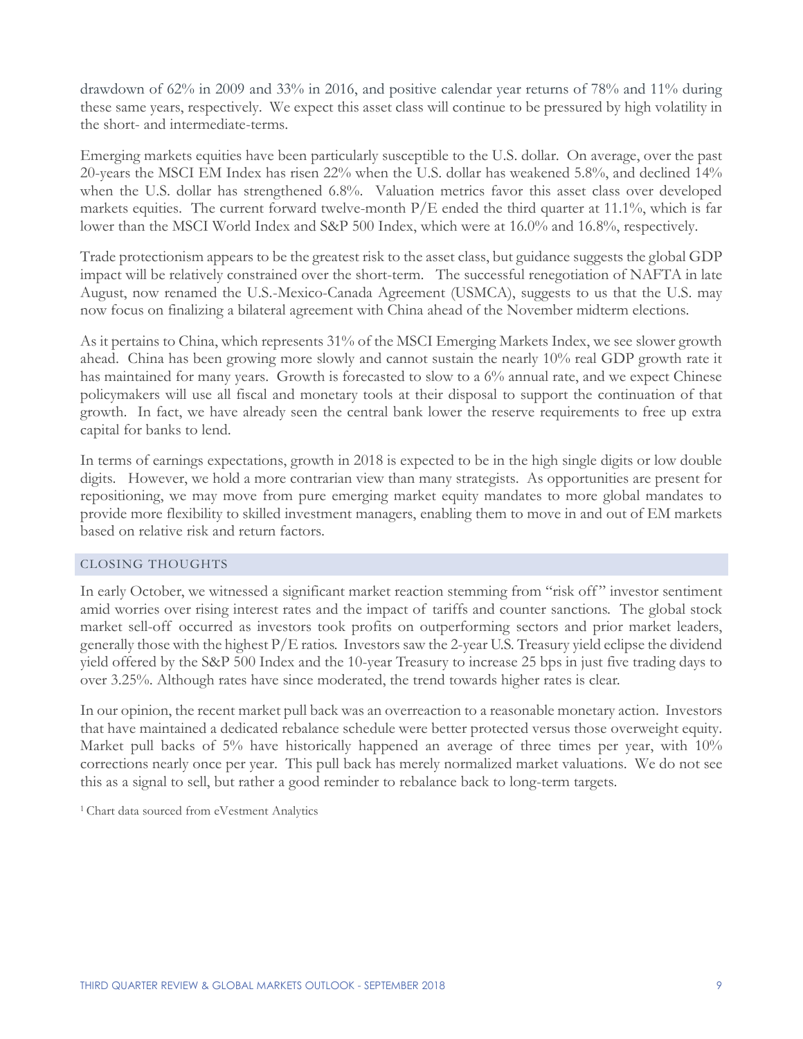drawdown of 62% in 2009 and 33% in 2016, and positive calendar year returns of 78% and 11% during these same years, respectively. We expect this asset class will continue to be pressured by high volatility in the short- and intermediate-terms.

Emerging markets equities have been particularly susceptible to the U.S. dollar. On average, over the past 20-years the MSCI EM Index has risen 22% when the U.S. dollar has weakened 5.8%, and declined 14% when the U.S. dollar has strengthened 6.8%. Valuation metrics favor this asset class over developed markets equities. The current forward twelve-month P/E ended the third quarter at 11.1%, which is far lower than the MSCI World Index and S&P 500 Index, which were at 16.0% and 16.8%, respectively.

Trade protectionism appears to be the greatest risk to the asset class, but guidance suggests the global GDP impact will be relatively constrained over the short-term. The successful renegotiation of NAFTA in late August, now renamed the U.S.-Mexico-Canada Agreement (USMCA), suggests to us that the U.S. may now focus on finalizing a bilateral agreement with China ahead of the November midterm elections.

As it pertains to China, which represents 31% of the MSCI Emerging Markets Index, we see slower growth ahead. China has been growing more slowly and cannot sustain the nearly 10% real GDP growth rate it has maintained for many years. Growth is forecasted to slow to a 6% annual rate, and we expect Chinese policymakers will use all fiscal and monetary tools at their disposal to support the continuation of that growth. In fact, we have already seen the central bank lower the reserve requirements to free up extra capital for banks to lend.

In terms of earnings expectations, growth in 2018 is expected to be in the high single digits or low double digits. However, we hold a more contrarian view than many strategists. As opportunities are present for repositioning, we may move from pure emerging market equity mandates to more global mandates to provide more flexibility to skilled investment managers, enabling them to move in and out of EM markets based on relative risk and return factors.

## CLOSING THOUGHTS

In early October, we witnessed a significant market reaction stemming from "risk off" investor sentiment amid worries over rising interest rates and the impact of tariffs and counter sanctions. The global stock market sell-off occurred as investors took profits on outperforming sectors and prior market leaders, generally those with the highest P/E ratios. Investors saw the 2-year U.S. Treasury yield eclipse the dividend yield offered by the S&P 500 Index and the 10-year Treasury to increase 25 bps in just five trading days to over 3.25%. Although rates have since moderated, the trend towards higher rates is clear.

In our opinion, the recent market pull back was an overreaction to a reasonable monetary action. Investors that have maintained a dedicated rebalance schedule were better protected versus those overweight equity. Market pull backs of 5% have historically happened an average of three times per year, with 10% corrections nearly once per year. This pull back has merely normalized market valuations. We do not see this as a signal to sell, but rather a good reminder to rebalance back to long-term targets.

[1] Chart data sourced from eVestment Analytics